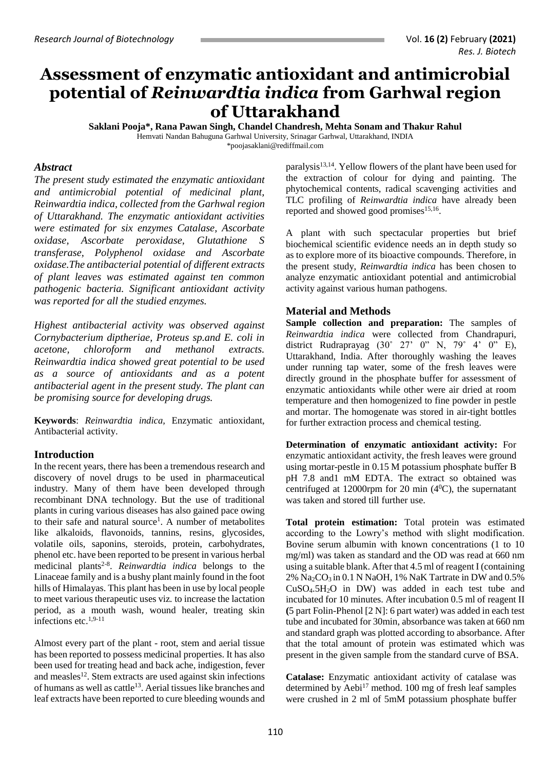# Assessment of enzymatic antioxidant and antimicrobial potential of *Reinwardtia indica* from Garhwal region of Uttarakhand

**Saklani Pooja\*, Rana Pawan Singh, Chandel Chandresh, Mehta Sonam and Thakur Rahul**

Hemvati Nandan Bahuguna Garhwal University, Srinagar Garhwal, Uttarakhand, INDIA

\*poojasaklani@rediffmail.com

## *Abstract*

*The present study estimated the enzymatic antioxidant and antimicrobial potential of medicinal plant, Reinwardtia indica, collected from the Garhwal region of Uttarakhand. The enzymatic antioxidant activities were estimated for six enzymes Catalase, Ascorbate oxidase, Ascorbate peroxidase, Glutathione S transferase, Polyphenol oxidase and Ascorbate oxidase.The antibacterial potential of different extracts of plant leaves was estimated against ten common pathogenic bacteria. Significant antioxidant activity was reported for all the studied enzymes.*

*Highest antibacterial activity was observed against Cornybacterium diptheriae, Proteus sp.and E. coli in acetone, chloroform and methanol extracts. Reinwardtia indica showed great potential to be used as a source of antioxidants and as a potent antibacterial agent in the present study. The plant can be promising source for developing drugs.*

**Keywords**: *Reinwardtia indica,* Enzymatic antioxidant, Antibacterial activity.

## Introduction

In the recent years, there has been a tremendous research and discovery of novel drugs to be used in pharmaceutical industry. Many of them have been developed through recombinant DNA technology. But the use of traditional plants in curing various diseases has also gained pace owing to their safe and natural source[1]. A number of metabolites like alkaloids, flavonoids, tannins, resins, glycosides, volatile oils, saponins, steroids, protein, carbohydrates, phenol etc. have been reported to be present in various herbal medicinal plants[2-8]. *Reinwardtia indica* belongs to the Linaceae family and is a bushy plant mainly found in the foot hills of Himalayas. This plant has been in use by local people to meet various therapeutic uses viz. to increase the lactation period, as a mouth wash, wound healer, treating skin infections etc.[1,9-11]

Almost every part of the plant - root, stem and aerial tissue has been reported to possess medicinal properties. It has also been used for treating head and back ache, indigestion, fever and measles[12]. Stem extracts are used against skin infections of humans as well as cattle[13]. Aerial tissues like branches and leaf extracts have been reported to cure bleeding wounds and paralysis[13,14]. Yellow flowers of the plant have been used for the extraction of colour for dying and painting. The phytochemical contents, radical scavenging activities and TLC profiling of *Reinwardtia indica* have already been reported and showed good promises[15,16].

A plant with such spectacular properties but brief biochemical scientific evidence needs an in depth study so as to explore more of its bioactive compounds. Therefore, in the present study, *Reinwardtia indica* has been chosen to analyze enzymatic antioxidant potential and antimicrobial activity against various human pathogens.

## Material and Methods

**Sample collection and preparation:** The samples of *Reinwardtia indica* were collected from Chandrapuri, district Rudraprayag (30˚ 27' 0" N, 79˚ 4' 0" E), Uttarakhand, India. After thoroughly washing the leaves under running tap water, some of the fresh leaves were directly ground in the phosphate buffer for assessment of enzymatic antioxidants while other were air dried at room temperature and then homogenized to fine powder in pestle and mortar. The homogenate was stored in air-tight bottles for further extraction process and chemical testing.

**Determination of enzymatic antioxidant activity:** For enzymatic antioxidant activity, the fresh leaves were ground using mortar-pestle in 0.15 M potassium phosphate buffer B pH 7.8 and1 mM EDTA. The extract so obtained was centrifuged at 12000rpm for 20 min ($4^0$C), the supernatant was taken and stored till further use.

**Total protein estimation:** Total protein was estimated according to the Lowry's method with slight modification. Bovine serum albumin with known concentrations (1 to 10 mg/ml) was taken as standard and the OD was read at 660 nm using a suitable blank. After that 4.5 ml of reagent I (containing 2% $Na_2CO_3$ in 0.1 N NaOH, 1% NaK Tartrate in DW and 0.5% $CuSO_4.5H_2O$ in DW) was added in each test tube and incubated for 10 minutes. After incubation 0.5 ml of reagent II (5 part Folin-Phenol [2 N]: 6 part water) was added in each test tube and incubated for 30min, absorbance was taken at 660 nm and standard graph was plotted according to absorbance. After that the total amount of protein was estimated which was present in the given sample from the standard curve of BSA.

**Catalase:** Enzymatic antioxidant activity of catalase was determined by Aebi[17] method. 100 mg of fresh leaf samples were crushed in 2 ml of 5mM potassium phosphate buffer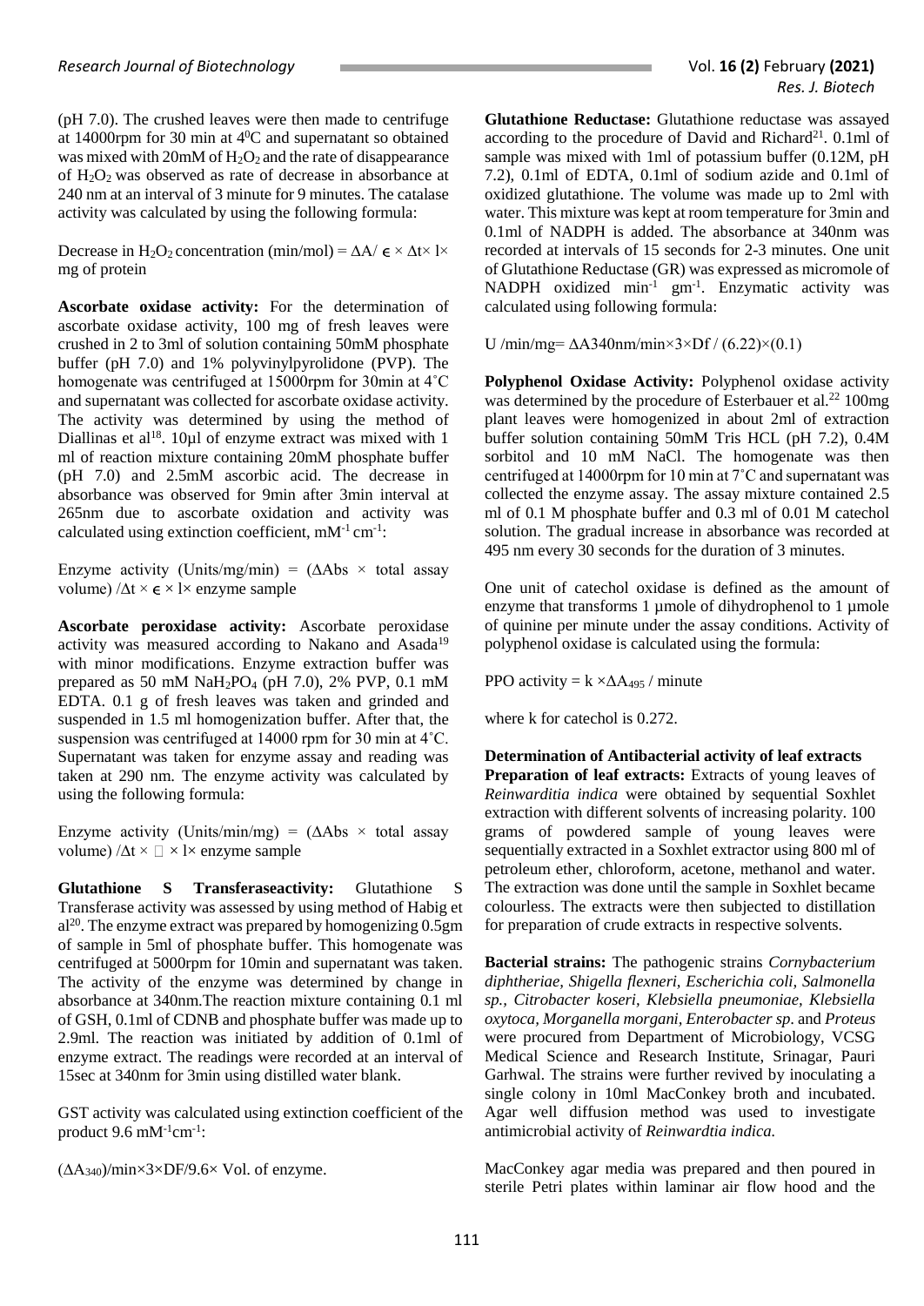(pH 7.0). The crushed leaves were then made to centrifuge at 14000rpm for 30 min at $4^0$C and supernatant so obtained was mixed with 20mM of $H_2O_2$ and the rate of disappearance of $H_2O_2$ was observed as rate of decrease in absorbance at 240 nm at an interval of 3 minute for 9 minutes. The catalase activity was calculated by using the following formula:

Decrease in $H_2O_2$ concentration (min/mol) = $\Delta A / \epsilon \times \Delta t \times l \times$ mg of protein

**Ascorbate oxidase activity:** For the determination of ascorbate oxidase activity, 100 mg of fresh leaves were crushed in 2 to 3ml of solution containing 50mM phosphate buffer (pH 7.0) and 1% polyvinylpyrolidone (PVP). The homogenate was centrifuged at 15000rpm for 30min at 4˚C and supernatant was collected for ascorbate oxidase activity. The activity was determined by using the method of Diallinas et al[18]. 10µl of enzyme extract was mixed with 1 ml of reaction mixture containing 20mM phosphate buffer (pH 7.0) and 2.5mM ascorbic acid. The decrease in absorbance was observed for 9min after 3min interval at 265nm due to ascorbate oxidation and activity was calculated using extinction coefficient, $mM^{-1}\,cm^{-1}$:

Enzyme activity (Units/mg/min) = ($\Delta$Abs $\times$ total assay volume) /$\Delta t \times \epsilon \times l \times$ enzyme sample

**Ascorbate peroxidase activity:** Ascorbate peroxidase activity was measured according to Nakano and Asada[19] with minor modifications. Enzyme extraction buffer was prepared as 50 mM $NaH_2PO_4$ (pH 7.0), 2% PVP, 0.1 mM EDTA. 0.1 g of fresh leaves was taken and grinded and suspended in 1.5 ml homogenization buffer. After that, the suspension was centrifuged at 14000 rpm for 30 min at 4˚C. Supernatant was taken for enzyme assay and reading was taken at 290 nm. The enzyme activity was calculated by using the following formula:

Enzyme activity (Units/min/mg) = ($\Delta$Abs $\times$ total assay volume) /$\Delta t \times$ □ $\times l \times$ enzyme sample

**Glutathione S Transferaseactivity:** Glutathione S Transferase activity was assessed by using method of Habig et al[20]. The enzyme extract was prepared by homogenizing 0.5gm of sample in 5ml of phosphate buffer. This homogenate was centrifuged at 5000rpm for 10min and supernatant was taken. The activity of the enzyme was determined by change in absorbance at 340nm.The reaction mixture containing 0.1 ml of GSH, 0.1ml of CDNB and phosphate buffer was made up to 2.9ml. The reaction was initiated by addition of 0.1ml of enzyme extract. The readings were recorded at an interval of 15sec at 340nm for 3min using distilled water blank.

GST activity was calculated using extinction coefficient of the product 9.6 $mM^{-1}cm^{-1}$:

$(\Delta A_{340})$/min×3×DF/9.6× Vol. of enzyme.

**Glutathione Reductase:** Glutathione reductase was assayed according to the procedure of David and Richard[21]. 0.1ml of sample was mixed with 1ml of potassium buffer (0.12M, pH 7.2), 0.1ml of EDTA, 0.1ml of sodium azide and 0.1ml of oxidized glutathione. The volume was made up to 2ml with water. This mixture was kept at room temperature for 3min and 0.1ml of NADPH is added. The absorbance at 340nm was recorded at intervals of 15 seconds for 2-3 minutes. One unit of Glutathione Reductase (GR) was expressed as micromole of NADPH oxidized $min^{-1}$ $gm^{-1}$. Enzymatic activity was calculated using following formula:

U /min/mg= $\Delta A$340nm/min×3×Df / (6.22)×(0.1)

**Polyphenol Oxidase Activity:** Polyphenol oxidase activity was determined by the procedure of Esterbauer et al.[22] 100mg plant leaves were homogenized in about 2ml of extraction buffer solution containing 50mM Tris HCL (pH 7.2), 0.4M sorbitol and 10 mM NaCl. The homogenate was then centrifuged at 14000rpm for 10 min at 7˚C and supernatant was collected the enzyme assay. The assay mixture contained 2.5 ml of 0.1 M phosphate buffer and 0.3 ml of 0.01 M catechol solution. The gradual increase in absorbance was recorded at 495 nm every 30 seconds for the duration of 3 minutes.

One unit of catechol oxidase is defined as the amount of enzyme that transforms 1 µmole of dihydrophenol to 1 µmole of quinine per minute under the assay conditions. Activity of polyphenol oxidase is calculated using the formula:

PPO activity = k $\times \Delta A_{495}$ / minute

where k for catechol is 0.272.

### Determination of Antibacterial activity of leaf extracts

**Preparation of leaf extracts:** Extracts of young leaves of *Reinwarditia indica* were obtained by sequential Soxhlet extraction with different solvents of increasing polarity. 100 grams of powdered sample of young leaves were sequentially extracted in a Soxhlet extractor using 800 ml of petroleum ether, chloroform, acetone, methanol and water. The extraction was done until the sample in Soxhlet became colourless. The extracts were then subjected to distillation for preparation of crude extracts in respective solvents.

**Bacterial strains:** The pathogenic strains *Cornybacterium diphtheriae, Shigella flexneri, Escherichia coli, Salmonella sp., Citrobacter koseri, Klebsiella pneumoniae, Klebsiella oxytoca, Morganella morgani, Enterobacter sp.* and *Proteus* were procured from Department of Microbiology, VCSG Medical Science and Research Institute, Srinagar, Pauri Garhwal. The strains were further revived by inoculating a single colony in 10ml MacConkey broth and incubated. Agar well diffusion method was used to investigate antimicrobial activity of *Reinwardtia indica.*

MacConkey agar media was prepared and then poured in sterile Petri plates within laminar air flow hood and the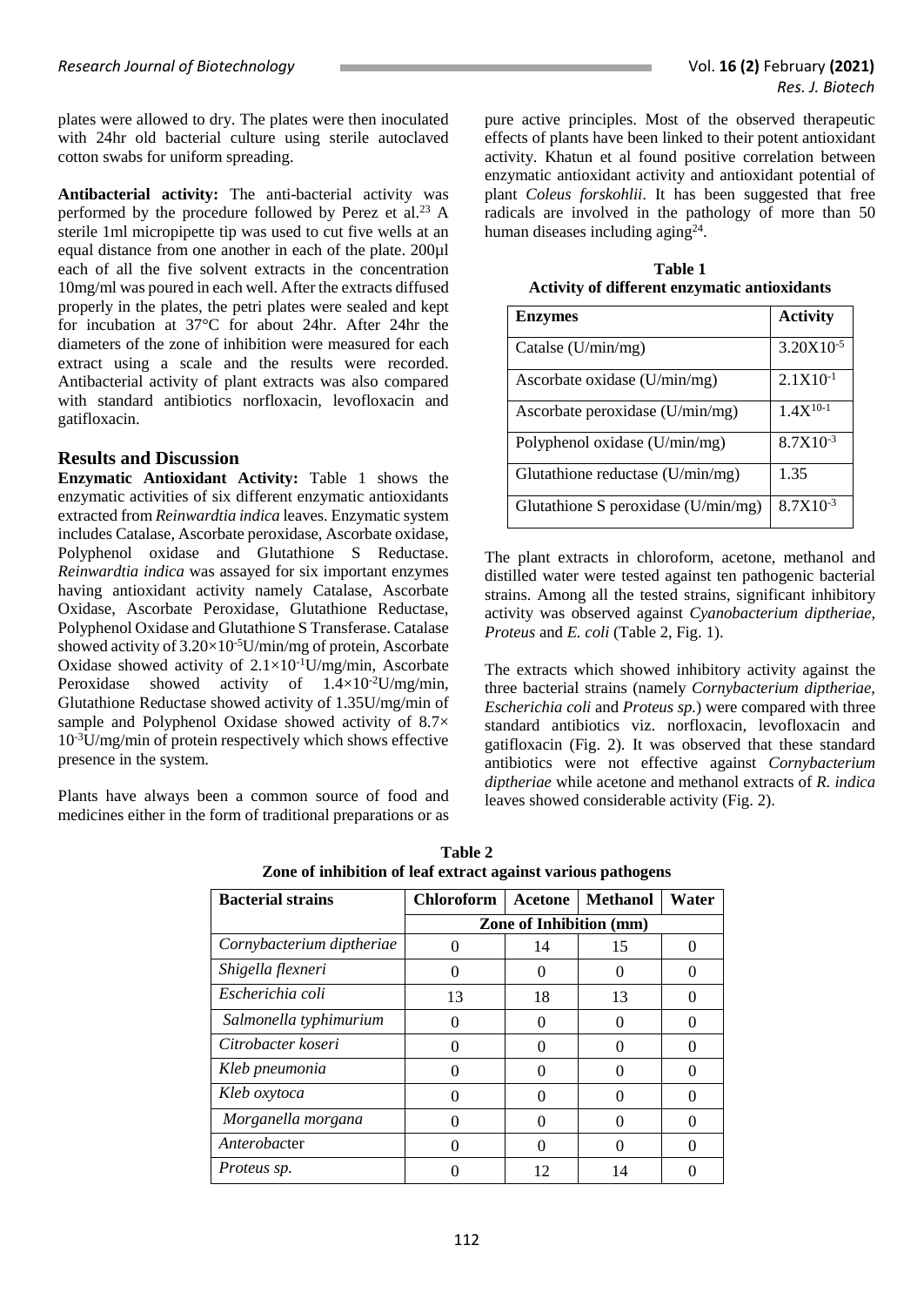plates were allowed to dry. The plates were then inoculated with 24hr old bacterial culture using sterile autoclaved cotton swabs for uniform spreading.

**Antibacterial activity:** The anti-bacterial activity was performed by the procedure followed by Perez et al.[23] A sterile 1ml micropipette tip was used to cut five wells at an equal distance from one another in each of the plate. 200µl each of all the five solvent extracts in the concentration 10mg/ml was poured in each well. After the extracts diffused properly in the plates, the petri plates were sealed and kept for incubation at 37°C for about 24hr. After 24hr the diameters of the zone of inhibition were measured for each extract using a scale and the results were recorded. Antibacterial activity of plant extracts was also compared with standard antibiotics norfloxacin, levofloxacin and gatifloxacin.

## Results and Discussion

**Enzymatic Antioxidant Activity:** Table 1 shows the enzymatic activities of six different enzymatic antioxidants extracted from *Reinwardtia indica* leaves. Enzymatic system includes Catalase, Ascorbate peroxidase, Ascorbate oxidase, Polyphenol oxidase and Glutathione S Reductase. *Reinwardtia indica* was assayed for six important enzymes having antioxidant activity namely Catalase, Ascorbate Oxidase, Ascorbate Peroxidase, Glutathione Reductase, Polyphenol Oxidase and Glutathione S Transferase. Catalase showed activity of $3.20\times10^{-5}$U/min/mg of protein, Ascorbate Oxidase showed activity of $2.1\times10^{-1}$U/mg/min, Ascorbate Peroxidase showed activity of $1.4\times10^{-2}$U/mg/min, Glutathione Reductase showed activity of 1.35U/mg/min of sample and Polyphenol Oxidase showed activity of $8.7\times10^{-3}$U/mg/min of protein respectively which shows effective presence in the system.

Plants have always been a common source of food and medicines either in the form of traditional preparations or as pure active principles. Most of the observed therapeutic effects of plants have been linked to their potent antioxidant activity. Khatun et al found positive correlation between enzymatic antioxidant activity and antioxidant potential of plant *Coleus forskohlii*. It has been suggested that free radicals are involved in the pathology of more than 50 human diseases including aging[24].

**Table 1**
**Activity of different enzymatic antioxidants**

| Enzymes | Activity |
|---|---|
| Catalse (U/min/mg) | $3.20X10^{-5}$ |
| Ascorbate oxidase (U/min/mg) | $2.1X10^{-1}$ |
| Ascorbate peroxidase (U/min/mg) | $1.4X^{10-1}$ |
| Polyphenol oxidase (U/min/mg) | $8.7X10^{-3}$ |
| Glutathione reductase (U/min/mg) | 1.35 |
| Glutathione S peroxidase (U/min/mg) | $8.7X10^{-3}$ |

The plant extracts in chloroform, acetone, methanol and distilled water were tested against ten pathogenic bacterial strains. Among all the tested strains, significant inhibitory activity was observed against *Cyanobacterium diptheriae, Proteus* and *E. coli* (Table 2, Fig. 1).

The extracts which showed inhibitory activity against the three bacterial strains (namely *Cornybacterium diptheriae, Escherichia coli* and *Proteus sp.*) were compared with three standard antibiotics viz. norfloxacin, levofloxacin and gatifloxacin (Fig. 2). It was observed that these standard antibiotics were not effective against *Cornybacterium diptheriae* while acetone and methanol extracts of *R. indica* leaves showed considerable activity (Fig. 2).

**Table 2**
**Zone of inhibition of leaf extract against various pathogens**

| Bacterial strains | Chloroform | Acetone | Methanol | Water |
|---|---|---|---|---|
| | Zone of Inhibition (mm) | | | |
| *Cornybacterium diptheriae* | 0 | 14 | 15 | 0 |
| *Shigella flexneri* | 0 | 0 | 0 | 0 |
| *Escherichia coli* | 13 | 18 | 13 | 0 |
| *Salmonella typhimurium* | 0 | 0 | 0 | 0 |
| *Citrobacter koseri* | 0 | 0 | 0 | 0 |
| *Kleb pneumonia* | 0 | 0 | 0 | 0 |
| *Kleb oxytoca* | 0 | 0 | 0 | 0 |
| *Morganella morgana* | 0 | 0 | 0 | 0 |
| *Anterobac*ter | 0 | 0 | 0 | 0 |
| *Proteus sp.* | 0 | 12 | 14 | 0 |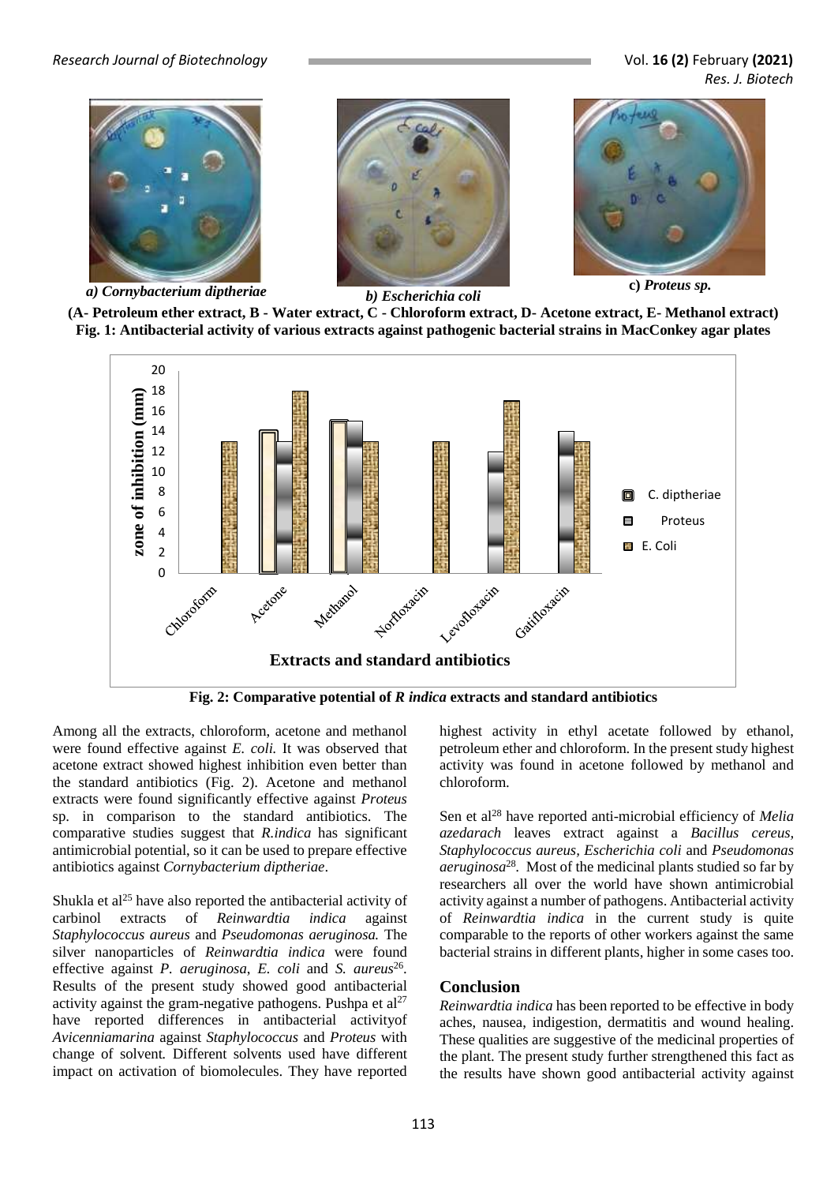a) *Cornybacterium diptheriae*

b) *Escherichia coli*

c) *Proteus sp.*

**(A- Petroleum ether extract, B - Water extract, C - Chloroform extract, D- Acetone extract, E- Methanol extract)**
**Fig. 1: Antibacterial activity of various extracts against pathogenic bacterial strains in MacConkey agar plates**

**Fig. 2: Comparative potential of *R indica* extracts and standard antibiotics**

Among all the extracts, chloroform, acetone and methanol were found effective against *E. coli.* It was observed that acetone extract showed highest inhibition even better than the standard antibiotics (Fig. 2). Acetone and methanol extracts were found significantly effective against *Proteus* sp. in comparison to the standard antibiotics. The comparative studies suggest that *R.indica* has significant antimicrobial potential, so it can be used to prepare effective antibiotics against *Cornybacterium diptheriae*.

Shukla et al[25] have also reported the antibacterial activity of carbinol extracts of *Reinwardtia indica* against *Staphylococcus aureus* and *Pseudomonas aeruginosa.* The silver nanoparticles of *Reinwardtia indica* were found effective against *P. aeruginosa, E. coli* and *S. aureus*[26]. Results of the present study showed good antibacterial activity against the gram-negative pathogens. Pushpa et al[27] have reported differences in antibacterial activityof *Avicenniamarina* against *Staphylococcus* and *Proteus* with change of solvent*.* Different solvents used have different impact on activation of biomolecules. They have reported highest activity in ethyl acetate followed by ethanol, petroleum ether and chloroform. In the present study highest activity was found in acetone followed by methanol and chloroform.

Sen et al[28] have reported anti-microbial efficiency of *Melia azedarach* leaves extract against a *Bacillus cereus, Staphylococcus aureus, Escherichia coli* and *Pseudomonas aeruginosa*[28]. Most of the medicinal plants studied so far by researchers all over the world have shown antimicrobial activity against a number of pathogens. Antibacterial activity of *Reinwardtia indica* in the current study is quite comparable to the reports of other workers against the same bacterial strains in different plants, higher in some cases too.

## Conclusion

*Reinwardtia indica* has been reported to be effective in body aches, nausea, indigestion, dermatitis and wound healing. These qualities are suggestive of the medicinal properties of the plant. The present study further strengthened this fact as the results have shown good antibacterial activity against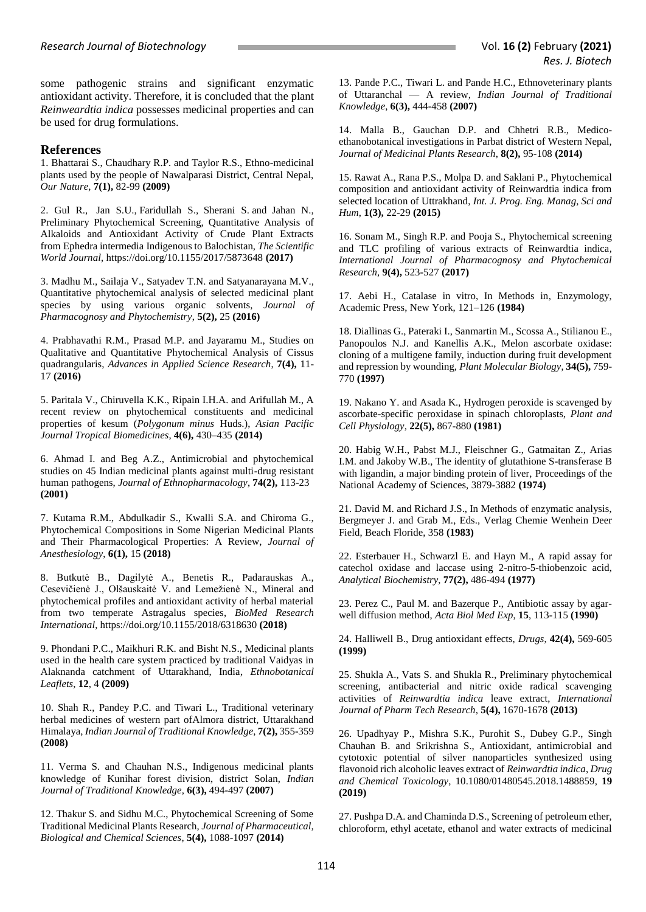some pathogenic strains and significant enzymatic antioxidant activity. Therefore, it is concluded that the plant *Reinweardtia indica* possesses medicinal properties and can be used for drug formulations.

## References

1. Bhattarai S., Chaudhary R.P. and Taylor R.S., Ethno-medicinal plants used by the people of Nawalparasi District, Central Nepal, *Our Nature,* **7(1),** 82-99 **(2009)**

2. Gul R., Jan S.U., Faridullah S., Sherani S. and Jahan N., Preliminary Phytochemical Screening, Quantitative Analysis of Alkaloids and Antioxidant Activity of Crude Plant Extracts from Ephedra intermedia Indigenous to Balochistan, *The Scientific World Journal*, https://doi.org/10.1155/2017/5873648 **(2017)**

3. Madhu M., Sailaja V., Satyadev T.N. and Satyanarayana M.V., Quantitative phytochemical analysis of selected medicinal plant species by using various organic solvents, *Journal of Pharmacognosy and Phytochemistry*, **5(2),** 25 **(2016)**

4. Prabhavathi R.M., Prasad M.P. and Jayaramu M., Studies on Qualitative and Quantitative Phytochemical Analysis of Cissus quadrangularis, *Advances in Applied Science Research,* **7(4),** 11-17 **(2016)**

5. Paritala V., Chiruvella K.K., Ripain I.H.A. and Arifullah M., A recent review on phytochemical constituents and medicinal properties of kesum (*Polygonum minus* Huds.), *Asian Pacific Journal Tropical Biomedicines*, **4(6),** 430–435 **(2014)**

6. Ahmad I. and Beg A.Z., Antimicrobial and phytochemical studies on 45 Indian medicinal plants against multi-drug resistant human pathogens, *Journal of Ethnopharmacology*, **74(2),** 113-23 **(2001)**

7. Kutama R.M., Abdulkadir S., Kwalli S.A. and Chiroma G., Phytochemical Compositions in Some Nigerian Medicinal Plants and Their Pharmacological Properties: A Review, *Journal of Anesthesiology*, **6(1),** 15 **(2018)**

8. Butkutė B., Dagilytė A., Benetis R., Padarauskas A., Cesevičienė J., Olšauskaitė V. and Lemežienė N., Mineral and phytochemical profiles and antioxidant activity of herbal material from two temperate Astragalus species, *BioMed Research International*, https://doi.org/10.1155/2018/6318630 **(2018)**

9. Phondani P.C., Maikhuri R.K. and Bisht N.S., Medicinal plants used in the health care system practiced by traditional Vaidyas in Alaknanda catchment of Uttarakhand, India, *Ethnobotanical Leaflets*, **12**, 4 **(2009)**

10. Shah R., Pandey P.C. and Tiwari L., Traditional veterinary herbal medicines of western part ofAlmora district, Uttarakhand Himalaya, *Indian Journal of Traditional Knowledge*, **7(2),** 355-359 **(2008)**

11. Verma S. and Chauhan N.S., Indigenous medicinal plants knowledge of Kunihar forest division, district Solan, *Indian Journal of Traditional Knowledge*, **6(3),** 494-497 **(2007)**

12. Thakur S. and Sidhu M.C., Phytochemical Screening of Some Traditional Medicinal Plants Research, *Journal of Pharmaceutical, Biological and Chemical Sciences*, **5(4),** 1088-1097 **(2014)**

13. Pande P.C., Tiwari L. and Pande H.C., Ethnoveterinary plants of Uttaranchal — A review, *Indian Journal of Traditional Knowledge*, **6(3),** 444-458 **(2007)**

14. Malla B., Gauchan D.P. and Chhetri R.B., Medico-ethanobotanical investigations in Parbat district of Western Nepal, *Journal of Medicinal Plants Research*, **8(2),** 95-108 **(2014)**

15. Rawat A., Rana P.S., Molpa D. and Saklani P., Phytochemical composition and antioxidant activity of Reinwardtia indica from selected location of Uttrakhand, *Int. J. Prog. Eng. Manag, Sci and Hum*, **1(3),** 22-29 **(2015)**

16. Sonam M., Singh R.P. and Pooja S., Phytochemical screening and TLC profiling of various extracts of Reinwardtia indica, *International Journal of Pharmacognosy and Phytochemical Research,* **9(4),** 523-527 **(2017)**

17. Aebi H., Catalase in vitro, In Methods in, Enzymology, Academic Press, New York, 121–126 **(1984)**

18. Diallinas G., Pateraki I., Sanmartin M., Scossa A., Stilianou E., Panopoulos N.J. and Kanellis A.K., Melon ascorbate oxidase: cloning of a multigene family, induction during fruit development and repression by wounding, *Plant Molecular Biology*, **34(5),** 759-770 **(1997)**

19. Nakano Y. and Asada K., Hydrogen peroxide is scavenged by ascorbate-specific peroxidase in spinach chloroplasts, *Plant and Cell Physiology,* **22(5),** 867-880 **(1981)**

20. Habig W.H., Pabst M.J., Fleischner G., Gatmaitan Z., Arias I.M. and Jakoby W.B., The identity of glutathione S-transferase B with ligandin, a major binding protein of liver, Proceedings of the National Academy of Sciences, 3879-3882 **(1974)**

21. David M. and Richard J.S., In Methods of enzymatic analysis, Bergmeyer J. and Grab M., Eds., Verlag Chemie Wenhein Deer Field, Beach Floride, 358 **(1983)**

22. Esterbauer H., Schwarzl E. and Hayn M., A rapid assay for catechol oxidase and laccase using 2-nitro-5-thiobenzoic acid, *Analytical Biochemistry*, **77(2),** 486-494 **(1977)**

23. Perez C., Paul M. and Bazerque P., Antibiotic assay by agar-well diffusion method, *Acta Biol Med Exp,* **15**, 113-115 **(1990)**

24. Halliwell B., Drug antioxidant effects, *Drugs*, **42(4),** 569-605 **(1999)**

25. Shukla A., Vats S. and Shukla R., Preliminary phytochemical screening, antibacterial and nitric oxide radical scavenging activities of *Reinwardtia indica* leave extract, *International Journal of Pharm Tech Research,* **5(4),** 1670-1678 **(2013)**

26. Upadhyay P., Mishra S.K., Purohit S., Dubey G.P., Singh Chauhan B. and Srikrishna S., Antioxidant, antimicrobial and cytotoxic potential of silver nanoparticles synthesized using flavonoid rich alcoholic leaves extract of *Reinwardtia indica*, *Drug and Chemical Toxicology*, 10.1080/01480545.2018.1488859, **19 (2019)**

27. Pushpa D.A. and Chaminda D.S., Screening of petroleum ether, chloroform, ethyl acetate, ethanol and water extracts of medicinal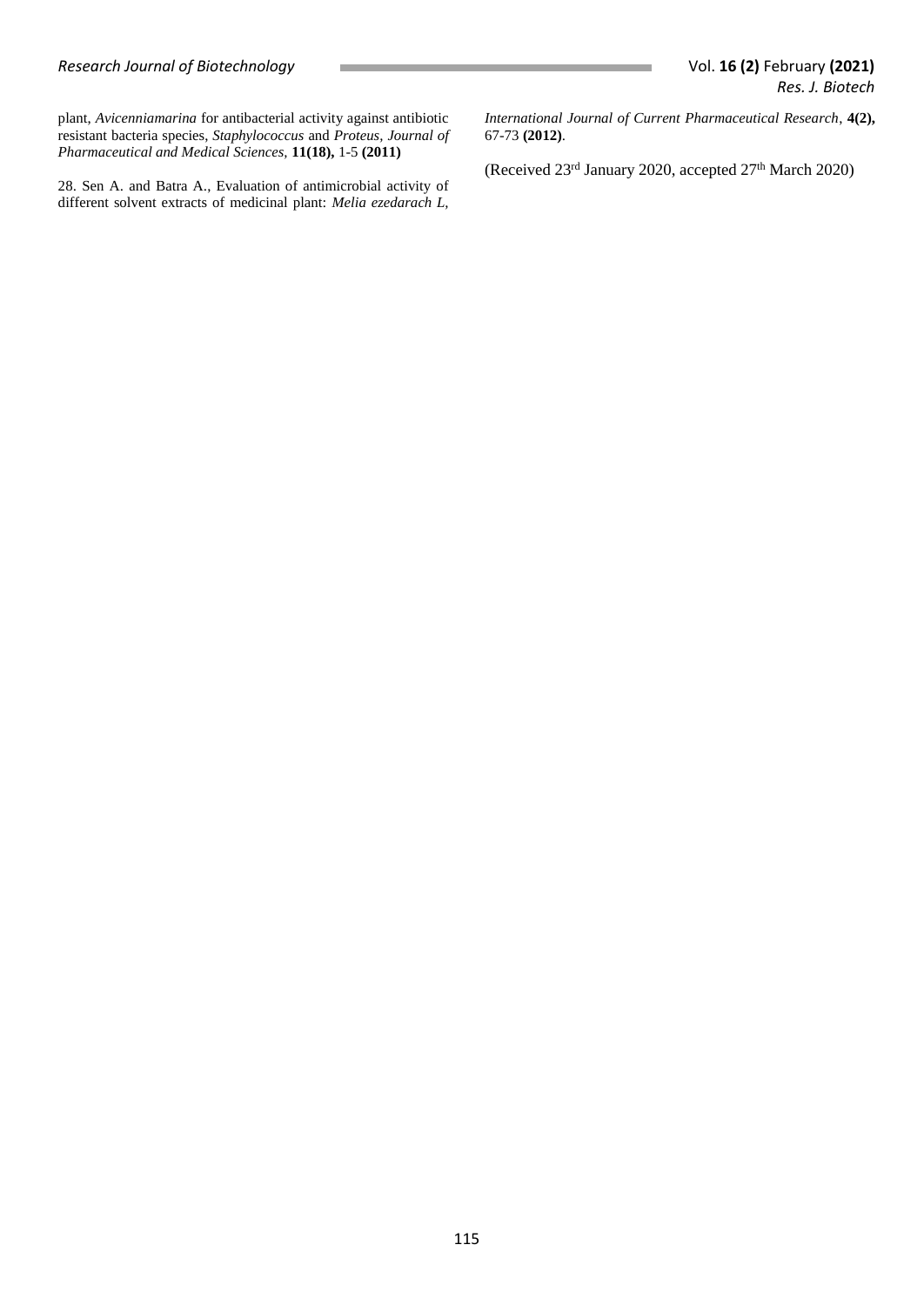plant, *Avicenniamarina* for antibacterial activity against antibiotic resistant bacteria species, *Staphylococcus* and *Proteus, Journal of Pharmaceutical and Medical Sciences,* **11(18),** 1-5 **(2011)**

28. Sen A. and Batra A., Evaluation of antimicrobial activity of different solvent extracts of medicinal plant: *Melia ezedarach L, International Journal of Current Pharmaceutical Research*, **4(2),** 67-73 **(2012)**.

(Received 23rd January 2020, accepted 27th March 2020)